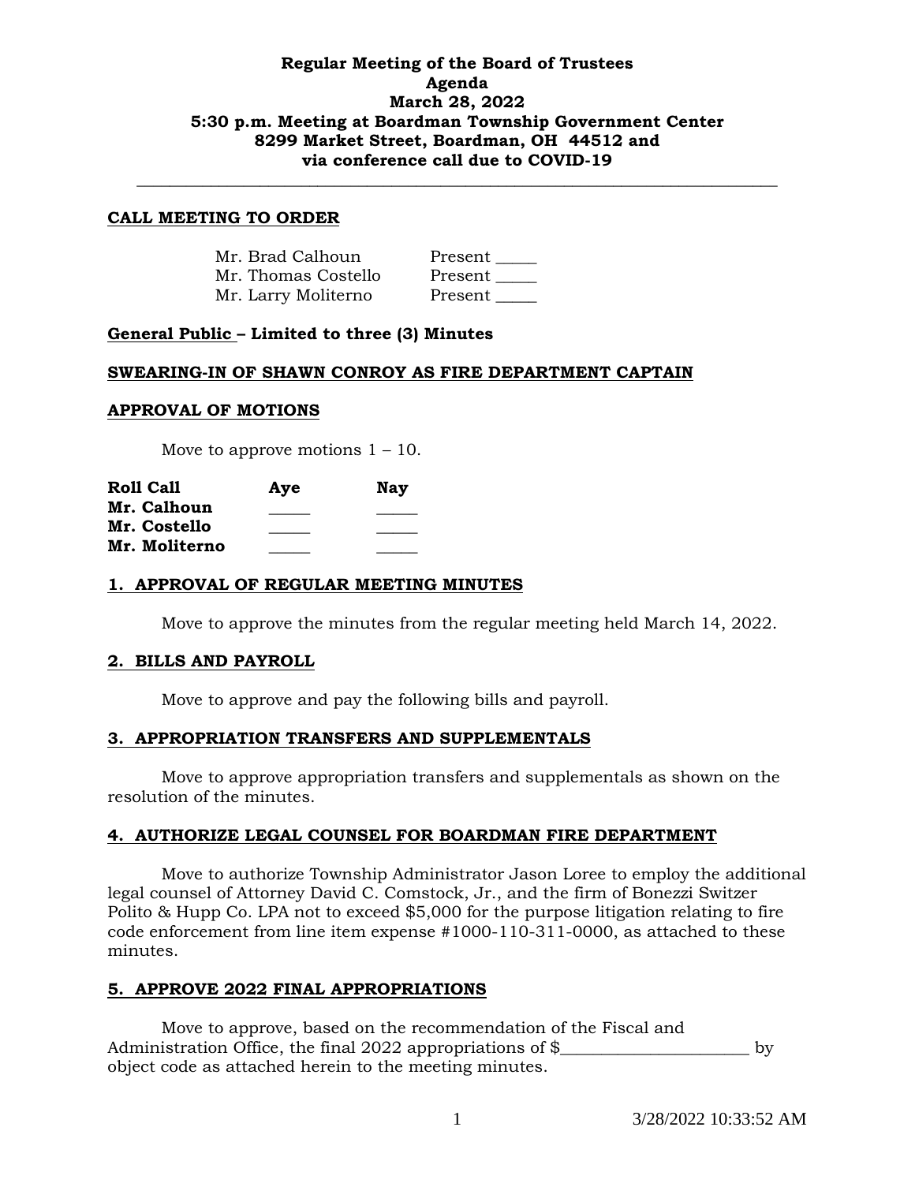**Regular Meeting of the Board of Trustees**
**Agenda**
**March 28, 2022**
**5:30 p.m. Meeting at Boardman Township Government Center**
**8299 Market Street, Boardman, OH 44512 and**
**via conference call due to COVID-19**

---

## CALL MEETING TO ORDER

| | |
|---|---|
| Mr. Brad Calhoun | Present _____ |
| Mr. Thomas Costello | Present _____ |
| Mr. Larry Moliterno | Present _____ |

**General Public – Limited to three (3) Minutes**

## SWEARING-IN OF SHAWN CONROY AS FIRE DEPARTMENT CAPTAIN

## APPROVAL OF MOTIONS

Move to approve motions 1 – 10.

| **Roll Call** | **Aye** | **Nay** |
|---|---|---|
| **Mr. Calhoun** | _____ | _____ |
| **Mr. Costello** | _____ | _____ |
| **Mr. Moliterno** | _____ | _____ |

## 1. APPROVAL OF REGULAR MEETING MINUTES

Move to approve the minutes from the regular meeting held March 14, 2022.

## 2. BILLS AND PAYROLL

Move to approve and pay the following bills and payroll.

## 3. APPROPRIATION TRANSFERS AND SUPPLEMENTALS

Move to approve appropriation transfers and supplementals as shown on the resolution of the minutes.

## 4. AUTHORIZE LEGAL COUNSEL FOR BOARDMAN FIRE DEPARTMENT

Move to authorize Township Administrator Jason Loree to employ the additional legal counsel of Attorney David C. Comstock, Jr., and the firm of Bonezzi Switzer Polito & Hupp Co. LPA not to exceed $5,000 for the purpose litigation relating to fire code enforcement from line item expense #1000-110-311-0000, as attached to these minutes.

## 5. APPROVE 2022 FINAL APPROPRIATIONS

Move to approve, based on the recommendation of the Fiscal and Administration Office, the final 2022 appropriations of $______________________ by object code as attached herein to the meeting minutes.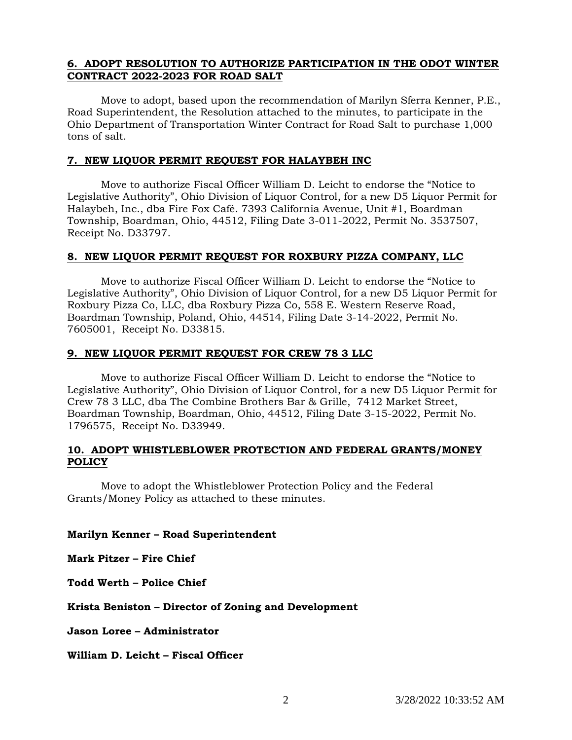## 6. ADOPT RESOLUTION TO AUTHORIZE PARTICIPATION IN THE ODOT WINTER CONTRACT 2022-2023 FOR ROAD SALT

Move to adopt, based upon the recommendation of Marilyn Sferra Kenner, P.E., Road Superintendent, the Resolution attached to the minutes, to participate in the Ohio Department of Transportation Winter Contract for Road Salt to purchase 1,000 tons of salt.

## 7. NEW LIQUOR PERMIT REQUEST FOR HALAYBEH INC

Move to authorize Fiscal Officer William D. Leicht to endorse the "Notice to Legislative Authority", Ohio Division of Liquor Control, for a new D5 Liquor Permit for Halaybeh, Inc., dba Fire Fox Café. 7393 California Avenue, Unit #1, Boardman Township, Boardman, Ohio, 44512, Filing Date 3-011-2022, Permit No. 3537507, Receipt No. D33797.

## 8. NEW LIQUOR PERMIT REQUEST FOR ROXBURY PIZZA COMPANY, LLC

Move to authorize Fiscal Officer William D. Leicht to endorse the "Notice to Legislative Authority", Ohio Division of Liquor Control, for a new D5 Liquor Permit for Roxbury Pizza Co, LLC, dba Roxbury Pizza Co, 558 E. Western Reserve Road, Boardman Township, Poland, Ohio, 44514, Filing Date 3-14-2022, Permit No. 7605001, Receipt No. D33815.

## 9. NEW LIQUOR PERMIT REQUEST FOR CREW 78 3 LLC

Move to authorize Fiscal Officer William D. Leicht to endorse the "Notice to Legislative Authority", Ohio Division of Liquor Control, for a new D5 Liquor Permit for Crew 78 3 LLC, dba The Combine Brothers Bar & Grille, 7412 Market Street, Boardman Township, Boardman, Ohio, 44512, Filing Date 3-15-2022, Permit No. 1796575, Receipt No. D33949.

## 10. ADOPT WHISTLEBLOWER PROTECTION AND FEDERAL GRANTS/MONEY POLICY

Move to adopt the Whistleblower Protection Policy and the Federal Grants/Money Policy as attached to these minutes.

**Marilyn Kenner – Road Superintendent**

**Mark Pitzer – Fire Chief**

**Todd Werth – Police Chief**

**Krista Beniston – Director of Zoning and Development**

**Jason Loree – Administrator**

**William D. Leicht – Fiscal Officer**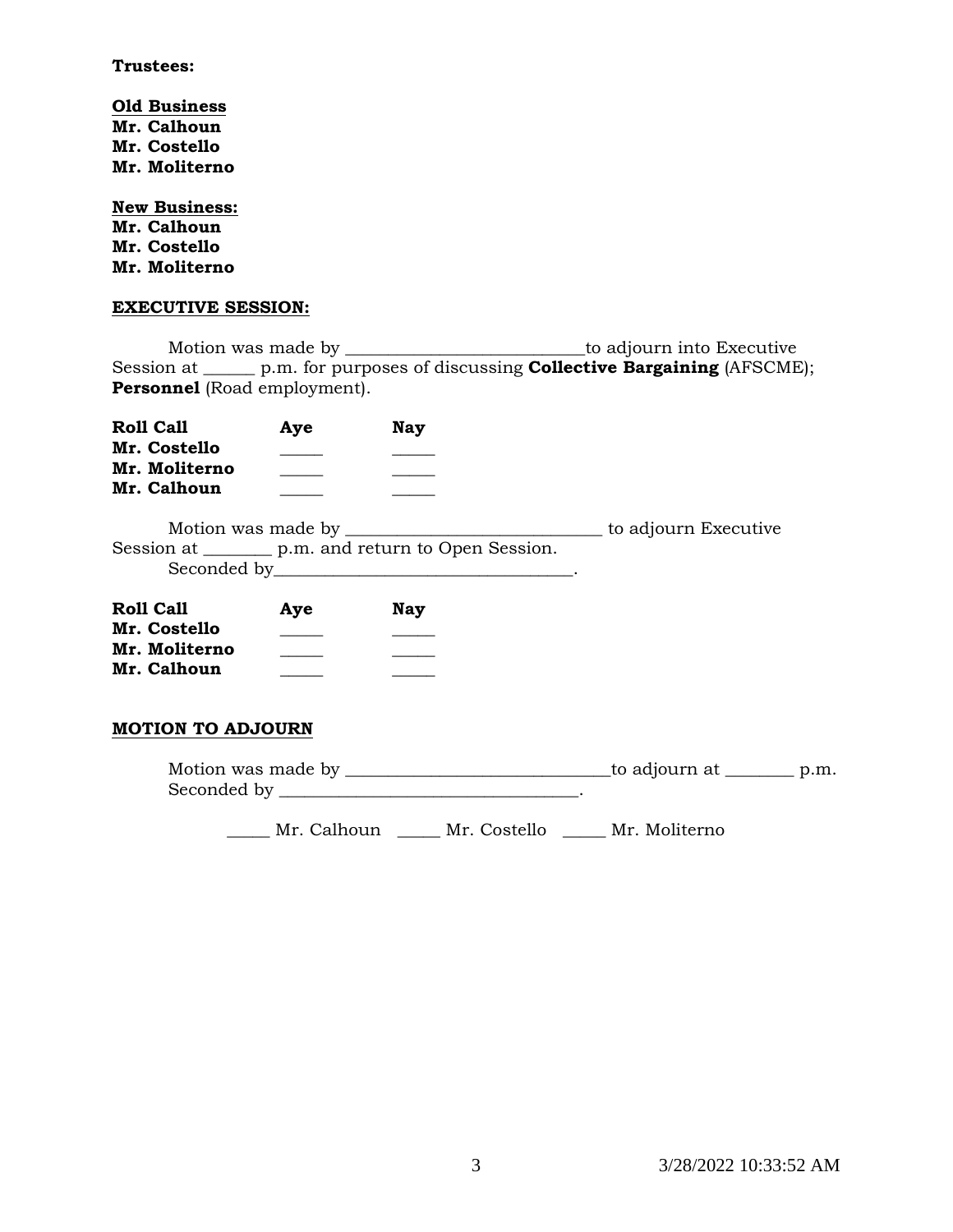**Trustees:**

**Old Business**
**Mr. Calhoun**
**Mr. Costello**
**Mr. Moliterno**

**New Business:**
**Mr. Calhoun**
**Mr. Costello**
**Mr. Moliterno**

**EXECUTIVE SESSION:**

Motion was made by ___________________________to adjourn into Executive Session at ______ p.m. for purposes of discussing **Collective Bargaining** (AFSCME); **Personnel** (Road employment).

| **Roll Call** | **Aye** | **Nay** |
|---|---|---|
| **Mr. Costello** | _____ | _____ |
| **Mr. Moliterno** | _____ | _____ |
| **Mr. Calhoun** | _____ | _____ |

Motion was made by _____________________________ to adjourn Executive Session at ________ p.m. and return to Open Session.
Seconded by__________________________________.

| **Roll Call** | **Aye** | **Nay** |
|---|---|---|
| **Mr. Costello** | _____ | _____ |
| **Mr. Moliterno** | _____ | _____ |
| **Mr. Calhoun** | _____ | _____ |

**MOTION TO ADJOURN**

Motion was made by ______________________________to adjourn at ________ p.m.
Seconded by __________________________________.

_____ Mr. Calhoun _____ Mr. Costello _____ Mr. Moliterno

3/28/2022 10:33:52 AM